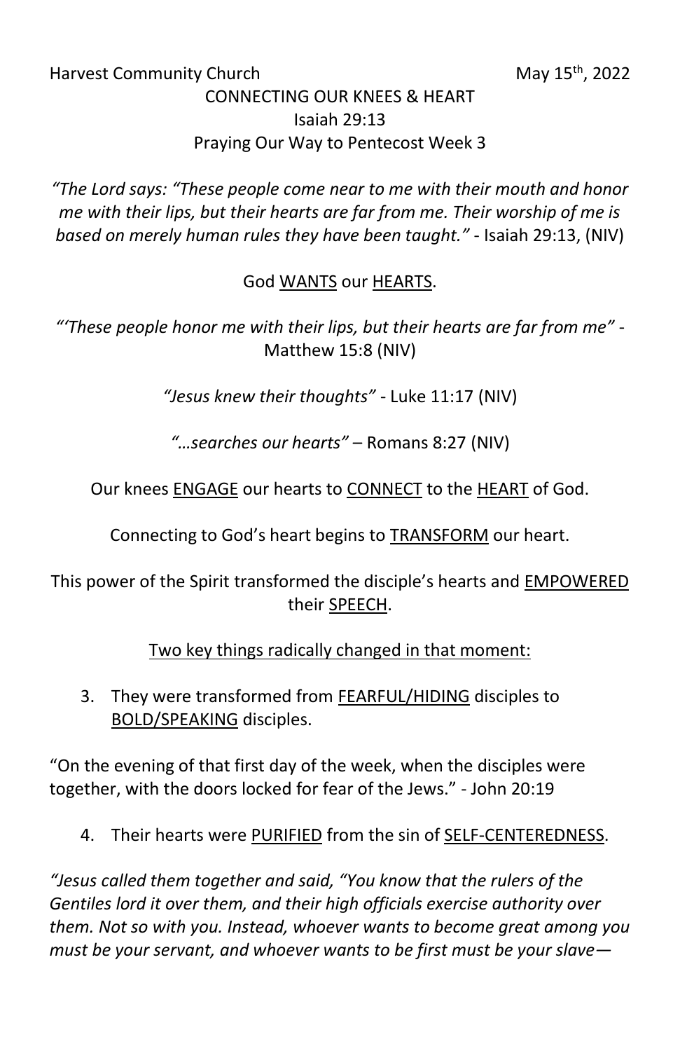Harvest Community Church May 15th, 2022

# CONNECTING OUR KNEES & HEART

## Isaiah 29:13

### Praying Our Way to Pentecost Week 3

*"The Lord says: "These people come near to me with their mouth and honor me with their lips, but their hearts are far from me. Their worship of me is based on merely human rules they have been taught."* - Isaiah 29:13, (NIV)

God <u>WANTS</u> our <u>HEARTS</u>.

*"'These people honor me with their lips, but their hearts are far from me"* - Matthew 15:8 (NIV)

*"Jesus knew their thoughts"* - Luke 11:17 (NIV)

*"…searches our hearts"* – Romans 8:27 (NIV)

Our knees <u>ENGAGE</u> our hearts to <u>CONNECT</u> to the <u>HEART</u> of God.

Connecting to God's heart begins to <u>TRANSFORM</u> our heart.

This power of the Spirit transformed the disciple's hearts and <u>EMPOWERED</u> their <u>SPEECH</u>.

<u>Two key things radically changed in that moment:</u>

3. They were transformed from <u>FEARFUL/HIDING</u> disciples to <u>BOLD/SPEAKING</u> disciples.

"On the evening of that first day of the week, when the disciples were together, with the doors locked for fear of the Jews." - John 20:19

4. Their hearts were <u>PURIFIED</u> from the sin of <u>SELF-CENTEREDNESS</u>.

*"Jesus called them together and said, "You know that the rulers of the Gentiles lord it over them, and their high officials exercise authority over them. Not so with you. Instead, whoever wants to become great among you must be your servant, and whoever wants to be first must be your slave—*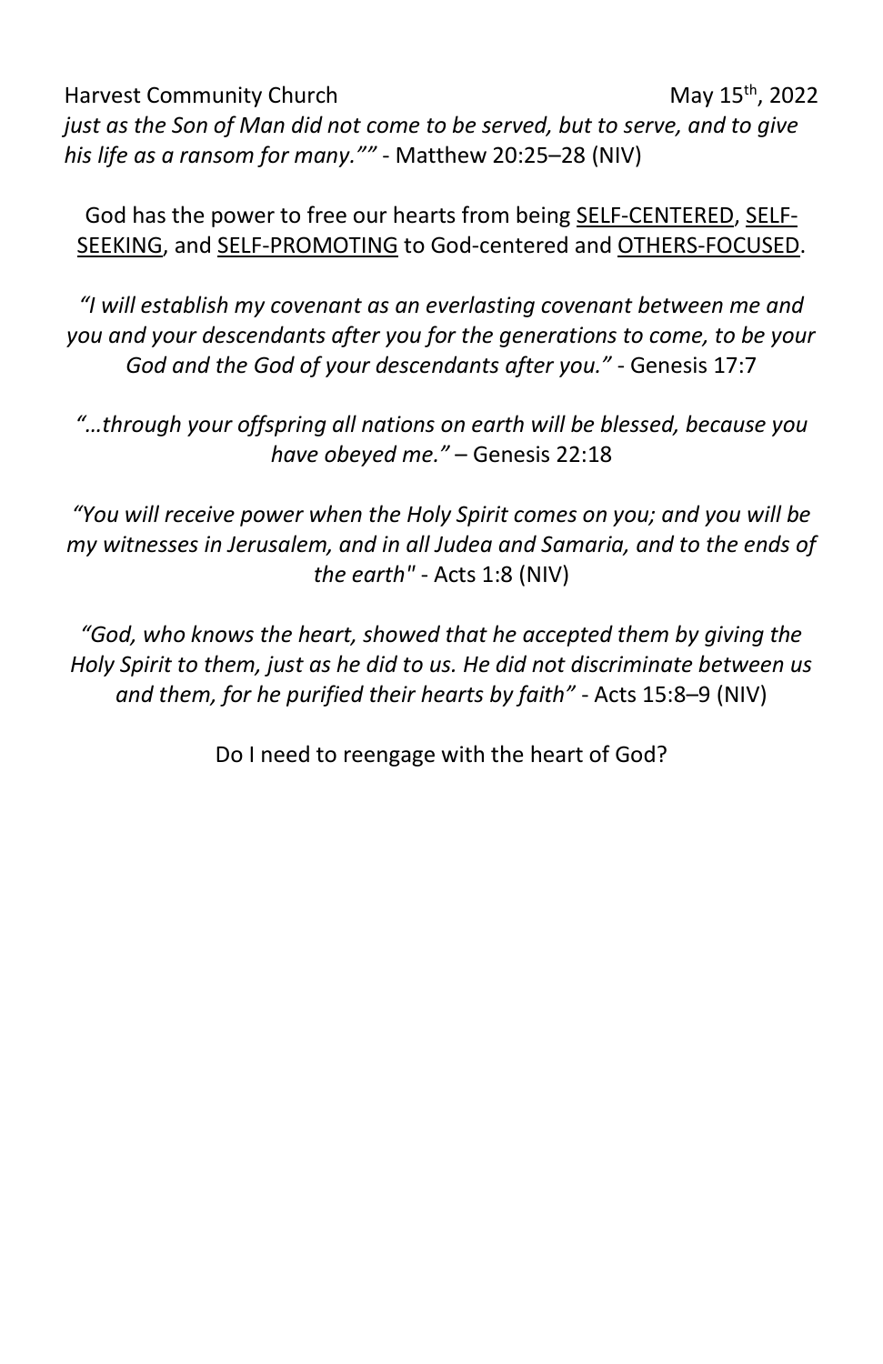*just as the Son of Man did not come to be served, but to serve, and to give his life as a ransom for many.""* - Matthew 20:25–28 (NIV)

God has the power to free our hearts from being <u>SELF-CENTERED</u>, <u>SELF-SEEKING</u>, and <u>SELF-PROMOTING</u> to God-centered and <u>OTHERS-FOCUSED</u>.

*"I will establish my covenant as an everlasting covenant between me and you and your descendants after you for the generations to come, to be your God and the God of your descendants after you."* - Genesis 17:7

*"…through your offspring all nations on earth will be blessed, because you have obeyed me."* – Genesis 22:18

*"You will receive power when the Holy Spirit comes on you; and you will be my witnesses in Jerusalem, and in all Judea and Samaria, and to the ends of the earth"* - Acts 1:8 (NIV)

*"God, who knows the heart, showed that he accepted them by giving the Holy Spirit to them, just as he did to us. He did not discriminate between us and them, for he purified their hearts by faith"* - Acts 15:8–9 (NIV)

Do I need to reengage with the heart of God?